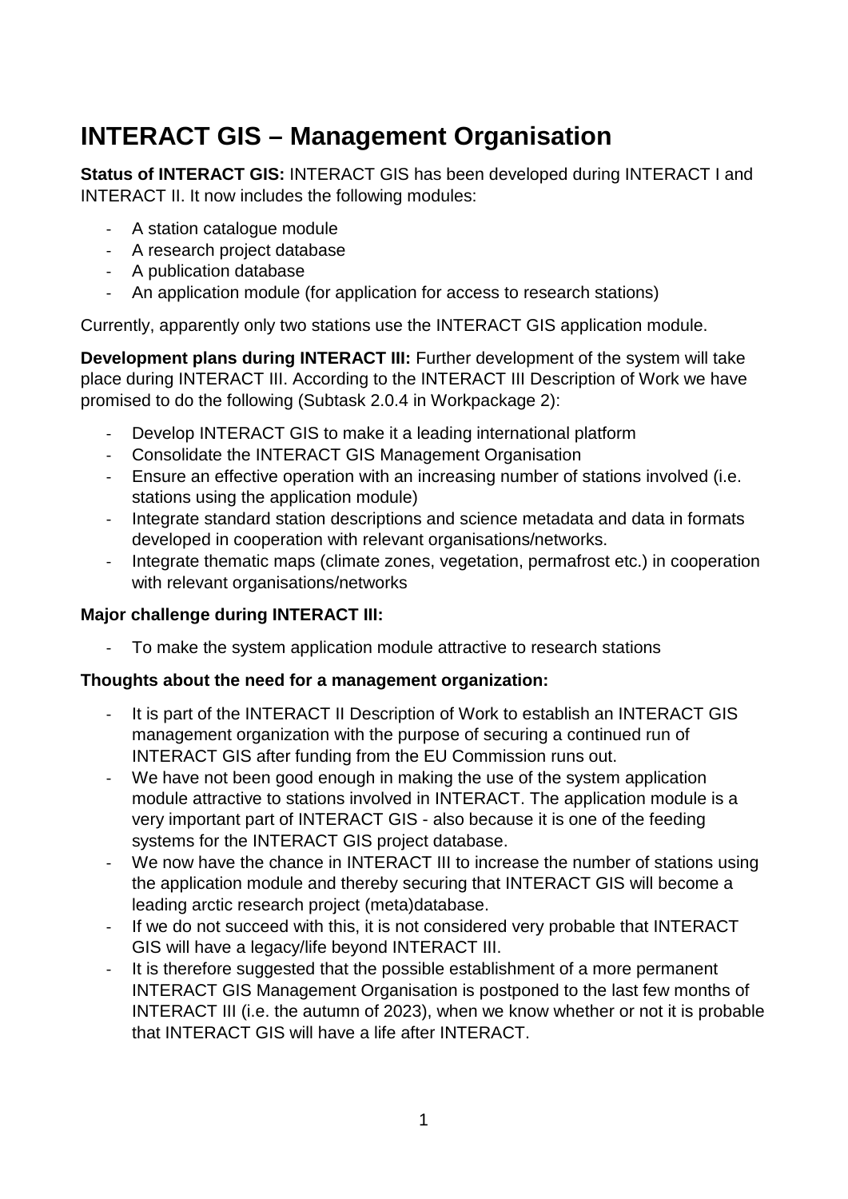# INTERACT GIS – Management Organisation

**Status of INTERACT GIS:** INTERACT GIS has been developed during INTERACT I and INTERACT II. It now includes the following modules:

- A station catalogue module
- A research project database
- A publication database
- An application module (for application for access to research stations)

Currently, apparently only two stations use the INTERACT GIS application module.

**Development plans during INTERACT III:** Further development of the system will take place during INTERACT III. According to the INTERACT III Description of Work we have promised to do the following (Subtask 2.0.4 in Workpackage 2):

- Develop INTERACT GIS to make it a leading international platform
- Consolidate the INTERACT GIS Management Organisation
- Ensure an effective operation with an increasing number of stations involved (i.e. stations using the application module)
- Integrate standard station descriptions and science metadata and data in formats developed in cooperation with relevant organisations/networks.
- Integrate thematic maps (climate zones, vegetation, permafrost etc.) in cooperation with relevant organisations/networks

**Major challenge during INTERACT III:**

- To make the system application module attractive to research stations

**Thoughts about the need for a management organization:**

- It is part of the INTERACT II Description of Work to establish an INTERACT GIS management organization with the purpose of securing a continued run of INTERACT GIS after funding from the EU Commission runs out.
- We have not been good enough in making the use of the system application module attractive to stations involved in INTERACT. The application module is a very important part of INTERACT GIS - also because it is one of the feeding systems for the INTERACT GIS project database.
- We now have the chance in INTERACT III to increase the number of stations using the application module and thereby securing that INTERACT GIS will become a leading arctic research project (meta)database.
- If we do not succeed with this, it is not considered very probable that INTERACT GIS will have a legacy/life beyond INTERACT III.
- It is therefore suggested that the possible establishment of a more permanent INTERACT GIS Management Organisation is postponed to the last few months of INTERACT III (i.e. the autumn of 2023), when we know whether or not it is probable that INTERACT GIS will have a life after INTERACT.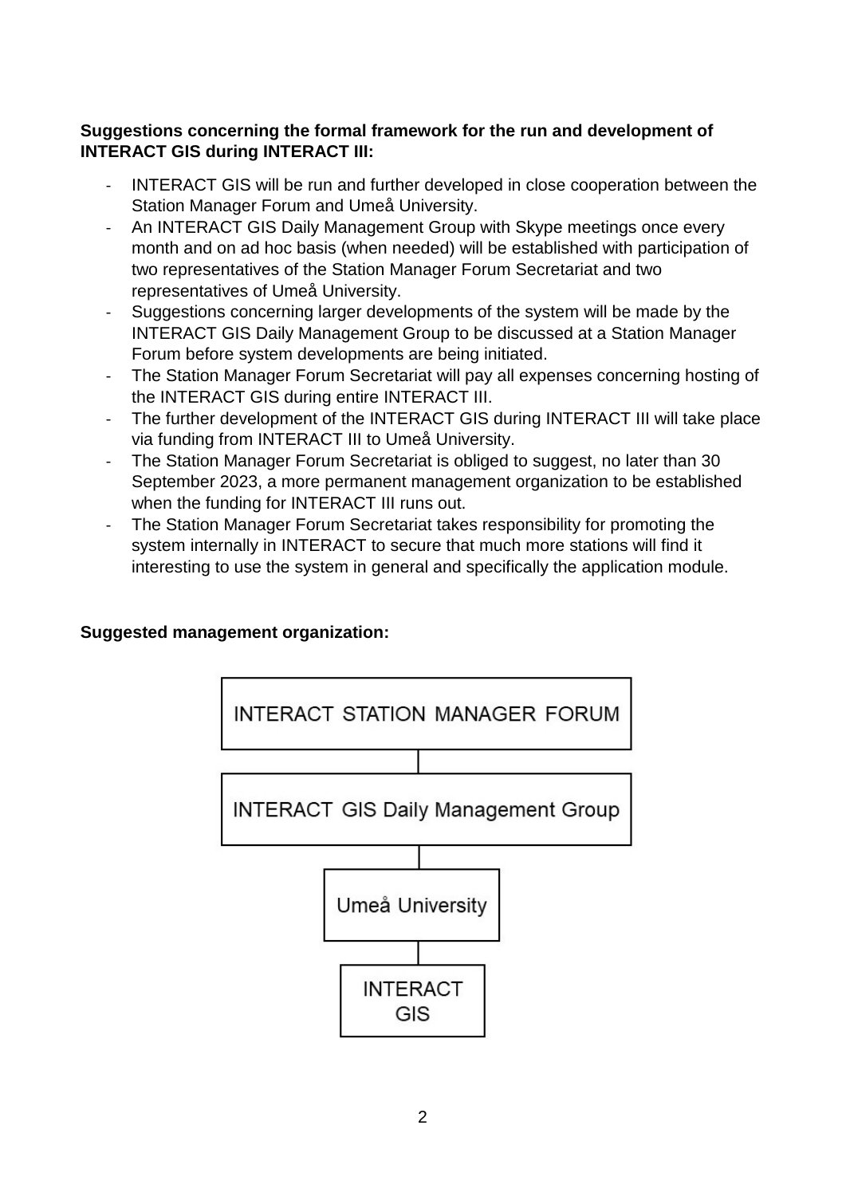**Suggestions concerning the formal framework for the run and development of INTERACT GIS during INTERACT III:**

- INTERACT GIS will be run and further developed in close cooperation between the Station Manager Forum and Umeå University.
- An INTERACT GIS Daily Management Group with Skype meetings once every month and on ad hoc basis (when needed) will be established with participation of two representatives of the Station Manager Forum Secretariat and two representatives of Umeå University.
- Suggestions concerning larger developments of the system will be made by the INTERACT GIS Daily Management Group to be discussed at a Station Manager Forum before system developments are being initiated.
- The Station Manager Forum Secretariat will pay all expenses concerning hosting of the INTERACT GIS during entire INTERACT III.
- The further development of the INTERACT GIS during INTERACT III will take place via funding from INTERACT III to Umeå University.
- The Station Manager Forum Secretariat is obliged to suggest, no later than 30 September 2023, a more permanent management organization to be established when the funding for INTERACT III runs out.
- The Station Manager Forum Secretariat takes responsibility for promoting the system internally in INTERACT to secure that much more stations will find it interesting to use the system in general and specifically the application module.

**Suggested management organization:**

INTERACT STATION MANAGER FORUM

INTERACT GIS Daily Management Group

Umeå University

INTERACT GIS